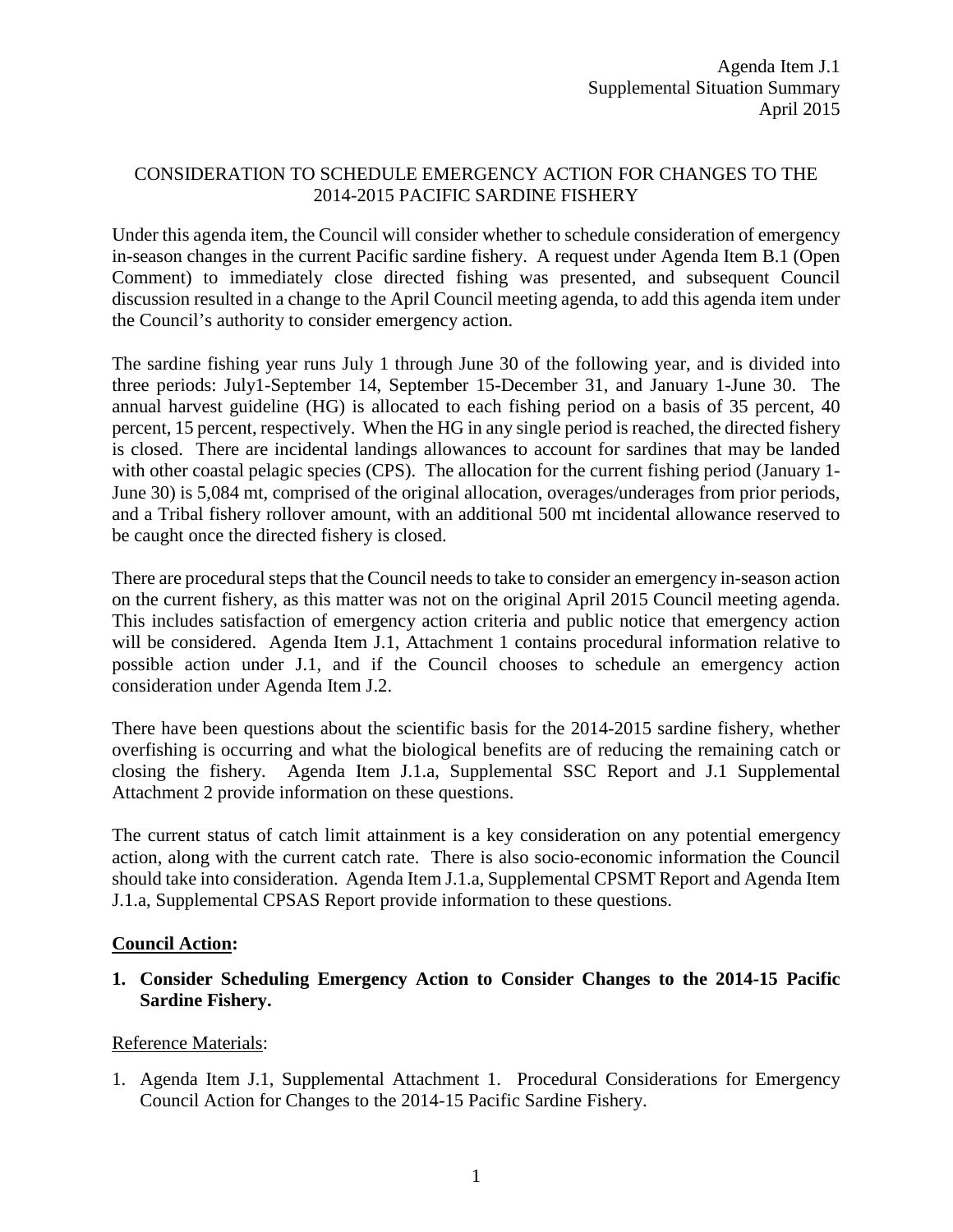Agenda Item J.1
Supplemental Situation Summary
April 2015

CONSIDERATION TO SCHEDULE EMERGENCY ACTION FOR CHANGES TO THE 2014-2015 PACIFIC SARDINE FISHERY

Under this agenda item, the Council will consider whether to schedule consideration of emergency in-season changes in the current Pacific sardine fishery. A request under Agenda Item B.1 (Open Comment) to immediately close directed fishing was presented, and subsequent Council discussion resulted in a change to the April Council meeting agenda, to add this agenda item under the Council's authority to consider emergency action.

The sardine fishing year runs July 1 through June 30 of the following year, and is divided into three periods: July1-September 14, September 15-December 31, and January 1-June 30. The annual harvest guideline (HG) is allocated to each fishing period on a basis of 35 percent, 40 percent, 15 percent, respectively. When the HG in any single period is reached, the directed fishery is closed. There are incidental landings allowances to account for sardines that may be landed with other coastal pelagic species (CPS). The allocation for the current fishing period (January 1-June 30) is 5,084 mt, comprised of the original allocation, overages/underages from prior periods, and a Tribal fishery rollover amount, with an additional 500 mt incidental allowance reserved to be caught once the directed fishery is closed.

There are procedural steps that the Council needs to take to consider an emergency in-season action on the current fishery, as this matter was not on the original April 2015 Council meeting agenda. This includes satisfaction of emergency action criteria and public notice that emergency action will be considered. Agenda Item J.1, Attachment 1 contains procedural information relative to possible action under J.1, and if the Council chooses to schedule an emergency action consideration under Agenda Item J.2.

There have been questions about the scientific basis for the 2014-2015 sardine fishery, whether overfishing is occurring and what the biological benefits are of reducing the remaining catch or closing the fishery. Agenda Item J.1.a, Supplemental SSC Report and J.1 Supplemental Attachment 2 provide information on these questions.

The current status of catch limit attainment is a key consideration on any potential emergency action, along with the current catch rate. There is also socio-economic information the Council should take into consideration. Agenda Item J.1.a, Supplemental CPSMT Report and Agenda Item J.1.a, Supplemental CPSAS Report provide information to these questions.

**Council Action:**

1. **Consider Scheduling Emergency Action to Consider Changes to the 2014-15 Pacific Sardine Fishery.**

Reference Materials:

1. Agenda Item J.1, Supplemental Attachment 1. Procedural Considerations for Emergency Council Action for Changes to the 2014-15 Pacific Sardine Fishery.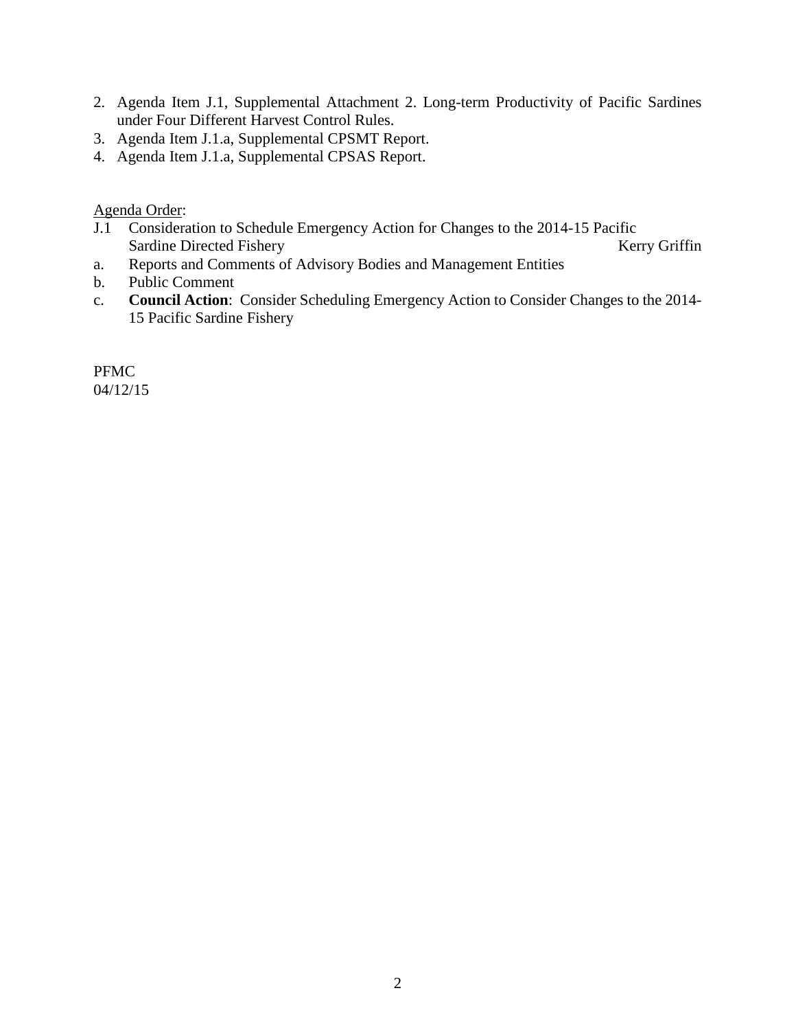2. Agenda Item J.1, Supplemental Attachment 2. Long-term Productivity of Pacific Sardines under Four Different Harvest Control Rules.
3. Agenda Item J.1.a, Supplemental CPSMT Report.
4. Agenda Item J.1.a, Supplemental CPSAS Report.

Agenda Order:

J.1 Consideration to Schedule Emergency Action for Changes to the 2014-15 Pacific Sardine Directed Fishery — Kerry Griffin

a. Reports and Comments of Advisory Bodies and Management Entities

b. Public Comment

c. **Council Action**: Consider Scheduling Emergency Action to Consider Changes to the 2014-15 Pacific Sardine Fishery

PFMC
04/12/15